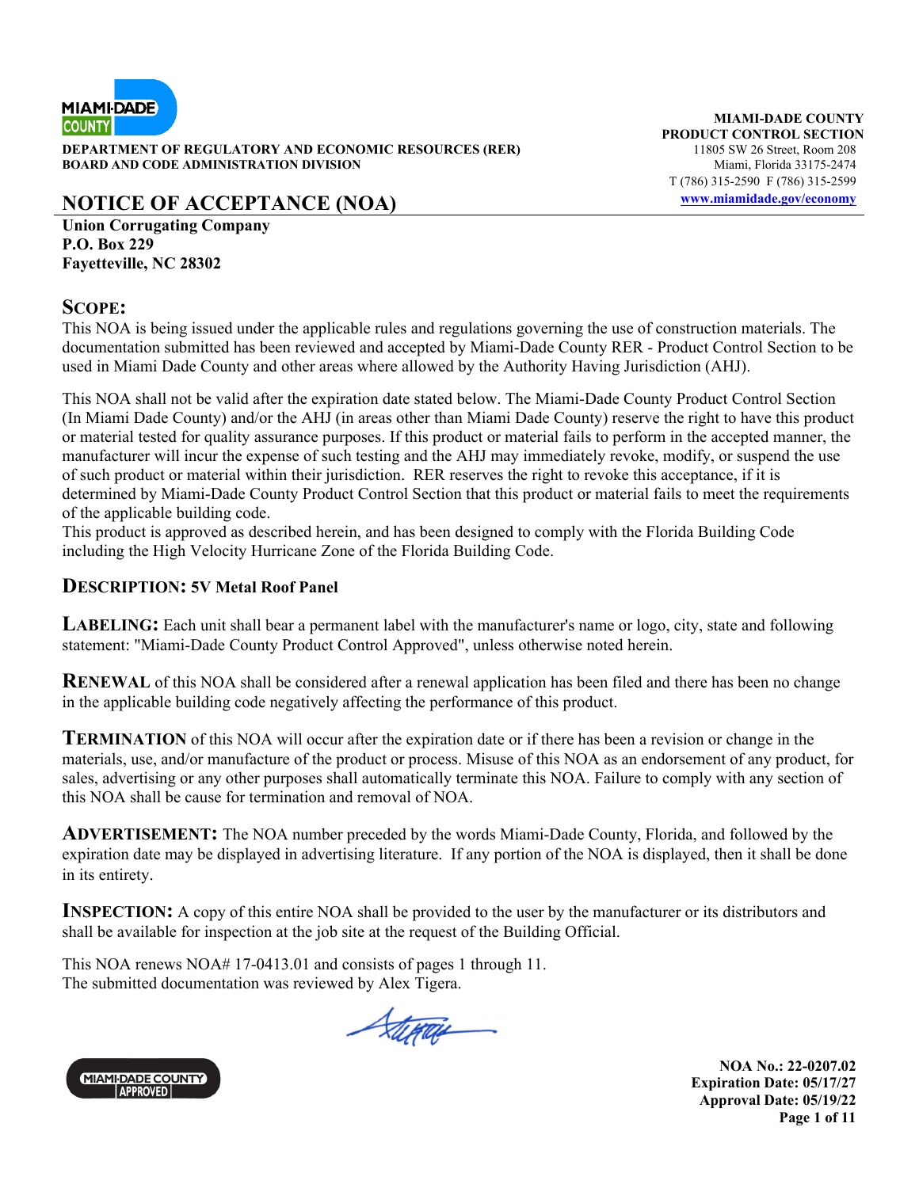MIAMI-DADE COUNTY

**DEPARTMENT OF REGULATORY AND ECONOMIC RESOURCES (RER)**
**BOARD AND CODE ADMINISTRATION DIVISION**

**MIAMI-DADE COUNTY**
**PRODUCT CONTROL SECTION**
11805 SW 26 Street, Room 208
Miami, Florida 33175-2474
T (786) 315-2590 F (786) 315-2599
www.miamidade.gov/economy

# NOTICE OF ACCEPTANCE (NOA)

**Union Corrugating Company**
**P.O. Box 229**
**Fayetteville, NC 28302**

## SCOPE:

This NOA is being issued under the applicable rules and regulations governing the use of construction materials. The documentation submitted has been reviewed and accepted by Miami-Dade County RER - Product Control Section to be used in Miami Dade County and other areas where allowed by the Authority Having Jurisdiction (AHJ).

This NOA shall not be valid after the expiration date stated below. The Miami-Dade County Product Control Section (In Miami Dade County) and/or the AHJ (in areas other than Miami Dade County) reserve the right to have this product or material tested for quality assurance purposes. If this product or material fails to perform in the accepted manner, the manufacturer will incur the expense of such testing and the AHJ may immediately revoke, modify, or suspend the use of such product or material within their jurisdiction. RER reserves the right to revoke this acceptance, if it is determined by Miami-Dade County Product Control Section that this product or material fails to meet the requirements of the applicable building code.
This product is approved as described herein, and has been designed to comply with the Florida Building Code including the High Velocity Hurricane Zone of the Florida Building Code.

## DESCRIPTION: 5V Metal Roof Panel

**LABELING:** Each unit shall bear a permanent label with the manufacturer's name or logo, city, state and following statement: "Miami-Dade County Product Control Approved", unless otherwise noted herein.

**RENEWAL** of this NOA shall be considered after a renewal application has been filed and there has been no change in the applicable building code negatively affecting the performance of this product.

**TERMINATION** of this NOA will occur after the expiration date or if there has been a revision or change in the materials, use, and/or manufacture of the product or process. Misuse of this NOA as an endorsement of any product, for sales, advertising or any other purposes shall automatically terminate this NOA. Failure to comply with any section of this NOA shall be cause for termination and removal of NOA.

**ADVERTISEMENT:** The NOA number preceded by the words Miami-Dade County, Florida, and followed by the expiration date may be displayed in advertising literature. If any portion of the NOA is displayed, then it shall be done in its entirety.

**INSPECTION:** A copy of this entire NOA shall be provided to the user by the manufacturer or its distributors and shall be available for inspection at the job site at the request of the Building Official.

This NOA renews NOA# 17-0413.01 and consists of pages 1 through 11.
The submitted documentation was reviewed by Alex Tigera.

MIAMI-DADE COUNTY APPROVED

**NOA No.: 22-0207.02**
**Expiration Date: 05/17/27**
**Approval Date: 05/19/22**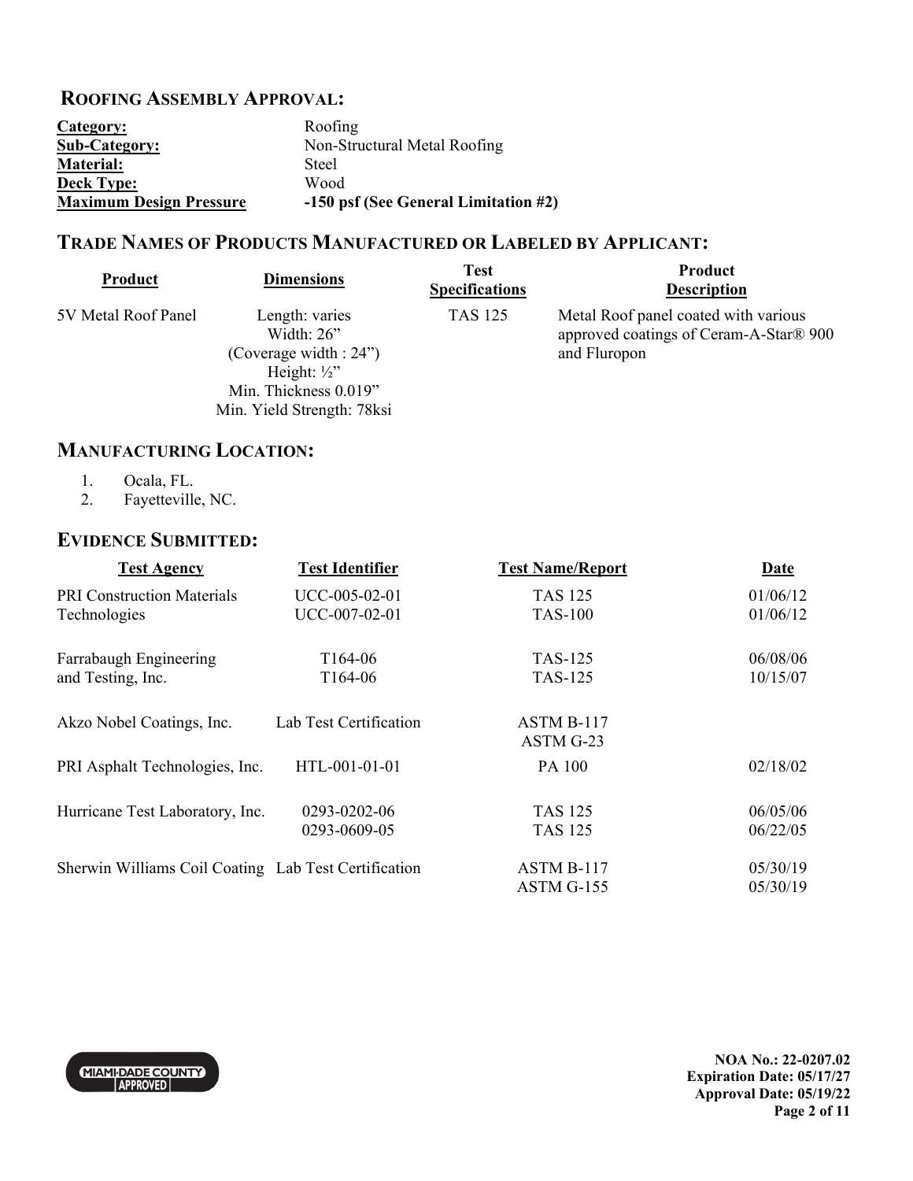## Roofing Assembly Approval:

| | |
|---|---|
| **Category:** | Roofing |
| **Sub-Category:** | Non-Structural Metal Roofing |
| **Material:** | Steel |
| **Deck Type:** | Wood |
| **Maximum Design Pressure** | **-150 psf (See General Limitation #2)** |

## Trade Names of Products Manufactured or Labeled by Applicant:

| Product | Dimensions | Test Specifications | Product Description |
|---|---|---|---|
| 5V Metal Roof Panel | Length: varies<br>Width: 26"<br>(Coverage width : 24")<br>Height: ½"<br>Min. Thickness 0.019"<br>Min. Yield Strength: 78ksi | TAS 125 | Metal Roof panel coated with various approved coatings of Ceram-A-Star® 900 and Fluropon |

## Manufacturing Location:

1. Ocala, FL.
2. Fayetteville, NC.

## Evidence Submitted:

| Test Agency | Test Identifier | Test Name/Report | Date |
|---|---|---|---|
| PRI Construction Materials Technologies | UCC-005-02-01<br>UCC-007-02-01 | TAS 125<br>TAS-100 | 01/06/12<br>01/06/12 |
| Farrabaugh Engineering and Testing, Inc. | T164-06<br>T164-06 | TAS-125<br>TAS-125 | 06/08/06<br>10/15/07 |
| Akzo Nobel Coatings, Inc. | Lab Test Certification | ASTM B-117<br>ASTM G-23 | |
| PRI Asphalt Technologies, Inc. | HTL-001-01-01 | PA 100 | 02/18/02 |
| Hurricane Test Laboratory, Inc. | 0293-0202-06<br>0293-0609-05 | TAS 125<br>TAS 125 | 06/05/06<br>06/22/05 |
| Sherwin Williams Coil Coating | Lab Test Certification | ASTM B-117<br>ASTM G-155 | 05/30/19<br>05/30/19 |

**NOA No.: 22-0207.02**
**Expiration Date: 05/17/27**
**Approval Date: 05/19/22**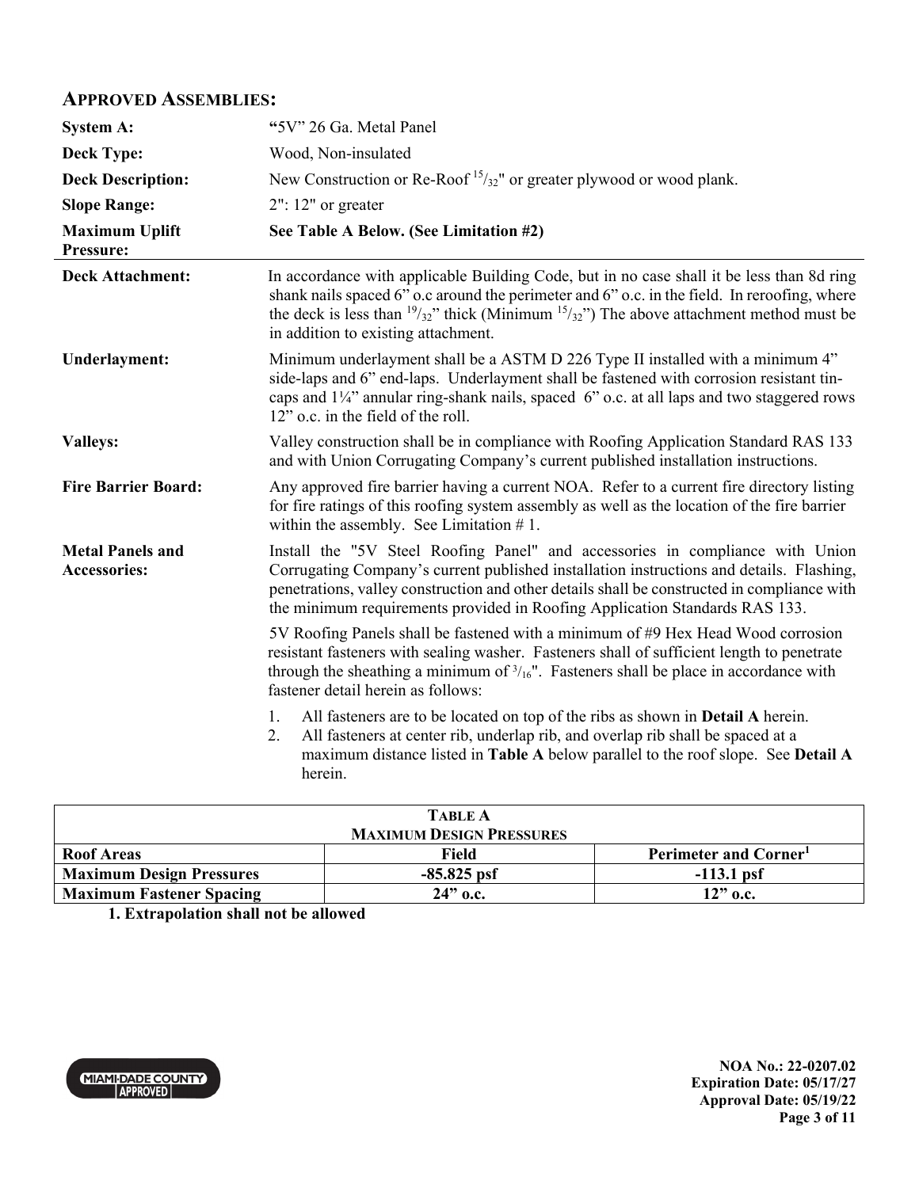## APPROVED ASSEMBLIES:

| | |
|---|---|
| **System A:** | **"**5V" 26 Ga. Metal Panel |
| **Deck Type:** | Wood, Non-insulated |
| **Deck Description:** | New Construction or Re-Roof $^{15}/_{32}$" or greater plywood or wood plank. |
| **Slope Range:** | 2": 12" or greater |
| **Maximum Uplift Pressure:** | **See Table A Below. (See Limitation #2)** |

**Deck Attachment:** In accordance with applicable Building Code, but in no case shall it be less than 8d ring shank nails spaced 6" o.c around the perimeter and 6" o.c. in the field. In reroofing, where the deck is less than $^{19}/_{32}$" thick (Minimum $^{15}/_{32}$") The above attachment method must be in addition to existing attachment.

**Underlayment:** Minimum underlayment shall be a ASTM D 226 Type II installed with a minimum 4" side-laps and 6" end-laps. Underlayment shall be fastened with corrosion resistant tin-caps and 1¼" annular ring-shank nails, spaced 6" o.c. at all laps and two staggered rows 12" o.c. in the field of the roll.

**Valleys:** Valley construction shall be in compliance with Roofing Application Standard RAS 133 and with Union Corrugating Company's current published installation instructions.

**Fire Barrier Board:** Any approved fire barrier having a current NOA. Refer to a current fire directory listing for fire ratings of this roofing system assembly as well as the location of the fire barrier within the assembly. See Limitation # 1.

**Metal Panels and Accessories:** Install the "5V Steel Roofing Panel" and accessories in compliance with Union Corrugating Company's current published installation instructions and details. Flashing, penetrations, valley construction and other details shall be constructed in compliance with the minimum requirements provided in Roofing Application Standards RAS 133.

5V Roofing Panels shall be fastened with a minimum of #9 Hex Head Wood corrosion resistant fasteners with sealing washer. Fasteners shall of sufficient length to penetrate through the sheathing a minimum of $^{3}/_{16}$". Fasteners shall be place in accordance with fastener detail herein as follows:

1. All fasteners are to be located on top of the ribs as shown in **Detail A** herein.
2. All fasteners at center rib, underlap rib, and overlap rib shall be spaced at a maximum distance listed in **Table A** below parallel to the roof slope. See **Detail A** herein.

**TABLE A**
**MAXIMUM DESIGN PRESSURES**

| Roof Areas | Field | Perimeter and Corner[1] |
|---|---|---|
| **Maximum Design Pressures** | **-85.825 psf** | **-113.1 psf** |
| **Maximum Fastener Spacing** | **24" o.c.** | **12" o.c.** |

**1. Extrapolation shall not be allowed**

MIAMI-DADE COUNTY APPROVED

**NOA No.: 22-0207.02**
**Expiration Date: 05/17/27**
**Approval Date: 05/19/22**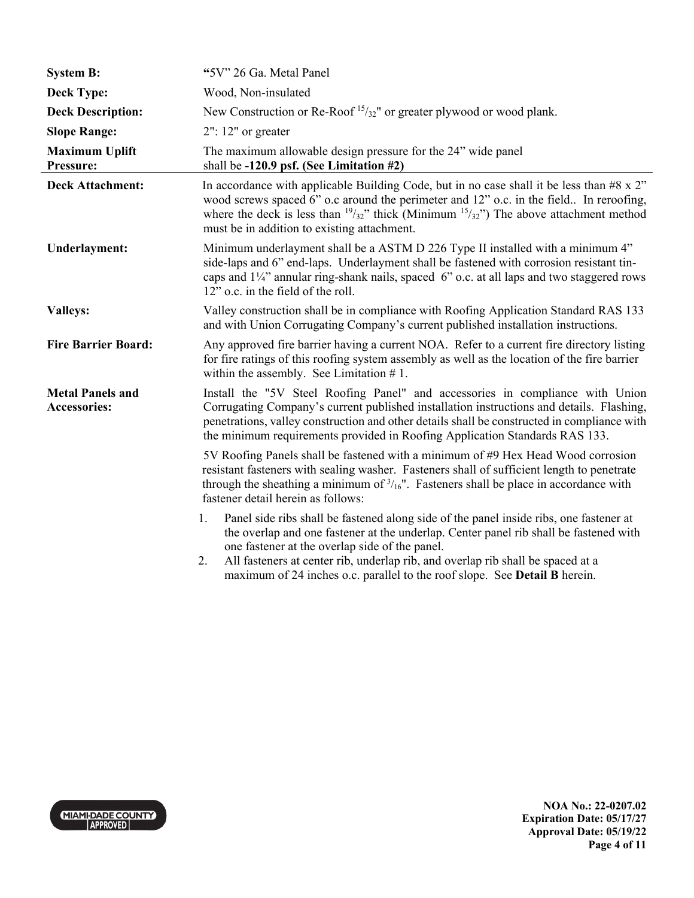| | |
|---|---|
| **System B:** | **"**5V" 26 Ga. Metal Panel |
| **Deck Type:** | Wood, Non-insulated |
| **Deck Description:** | New Construction or Re-Roof $^{15}/_{32}$" or greater plywood or wood plank. |
| **Slope Range:** | 2": 12" or greater |
| **Maximum Uplift Pressure:** | The maximum allowable design pressure for the 24" wide panel shall be **-120.9 psf. (See Limitation #2)** |

| | |
|---|---|
| **Deck Attachment:** | In accordance with applicable Building Code, but in no case shall it be less than #8 x 2" wood screws spaced 6" o.c around the perimeter and 12" o.c. in the field.. In reroofing, where the deck is less than $^{19}/_{32}$" thick (Minimum $^{15}/_{32}$") The above attachment method must be in addition to existing attachment. |
| **Underlayment:** | Minimum underlayment shall be a ASTM D 226 Type II installed with a minimum 4" side-laps and 6" end-laps. Underlayment shall be fastened with corrosion resistant tin-caps and 1¼" annular ring-shank nails, spaced 6" o.c. at all laps and two staggered rows 12" o.c. in the field of the roll. |
| **Valleys:** | Valley construction shall be in compliance with Roofing Application Standard RAS 133 and with Union Corrugating Company's current published installation instructions. |
| **Fire Barrier Board:** | Any approved fire barrier having a current NOA. Refer to a current fire directory listing for fire ratings of this roofing system assembly as well as the location of the fire barrier within the assembly. See Limitation # 1. |
| **Metal Panels and Accessories:** | Install the "5V Steel Roofing Panel" and accessories in compliance with Union Corrugating Company's current published installation instructions and details. Flashing, penetrations, valley construction and other details shall be constructed in compliance with the minimum requirements provided in Roofing Application Standards RAS 133. |

5V Roofing Panels shall be fastened with a minimum of #9 Hex Head Wood corrosion resistant fasteners with sealing washer. Fasteners shall of sufficient length to penetrate through the sheathing a minimum of $^{3}/_{16}$". Fasteners shall be place in accordance with fastener detail herein as follows:

1. Panel side ribs shall be fastened along side of the panel inside ribs, one fastener at the overlap and one fastener at the underlap. Center panel rib shall be fastened with one fastener at the overlap side of the panel.
2. All fasteners at center rib, underlap rib, and overlap rib shall be spaced at a maximum of 24 inches o.c. parallel to the roof slope. See **Detail B** herein.

MIAMI-DADE COUNTY APPROVED

**NOA No.: 22-0207.02**
**Expiration Date: 05/17/27**
**Approval Date: 05/19/22**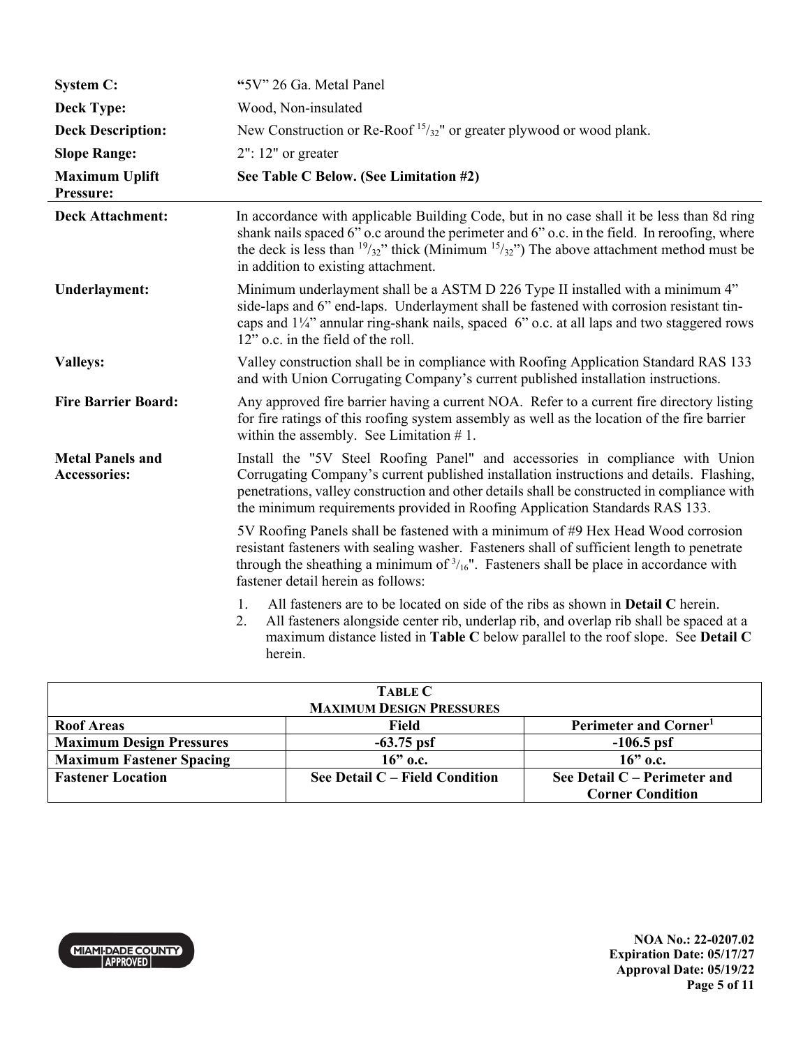| | |
|---|---|
| **System C:** | **"**5V" 26 Ga. Metal Panel |
| **Deck Type:** | Wood, Non-insulated |
| **Deck Description:** | New Construction or Re-Roof $^{15}/_{32}$" or greater plywood or wood plank. |
| **Slope Range:** | 2": 12" or greater |
| **Maximum Uplift Pressure:** | **See Table C Below. (See Limitation #2)** |

**Deck Attachment:** In accordance with applicable Building Code, but in no case shall it be less than 8d ring shank nails spaced 6" o.c around the perimeter and 6" o.c. in the field. In reroofing, where the deck is less than $^{19}/_{32}$" thick (Minimum $^{15}/_{32}$") The above attachment method must be in addition to existing attachment.

**Underlayment:** Minimum underlayment shall be a ASTM D 226 Type II installed with a minimum 4" side-laps and 6" end-laps. Underlayment shall be fastened with corrosion resistant tin-caps and 1¼" annular ring-shank nails, spaced 6" o.c. at all laps and two staggered rows 12" o.c. in the field of the roll.

**Valleys:** Valley construction shall be in compliance with Roofing Application Standard RAS 133 and with Union Corrugating Company's current published installation instructions.

**Fire Barrier Board:** Any approved fire barrier having a current NOA. Refer to a current fire directory listing for fire ratings of this roofing system assembly as well as the location of the fire barrier within the assembly. See Limitation # 1.

**Metal Panels and Accessories:** Install the "5V Steel Roofing Panel" and accessories in compliance with Union Corrugating Company's current published installation instructions and details. Flashing, penetrations, valley construction and other details shall be constructed in compliance with the minimum requirements provided in Roofing Application Standards RAS 133.

5V Roofing Panels shall be fastened with a minimum of #9 Hex Head Wood corrosion resistant fasteners with sealing washer. Fasteners shall of sufficient length to penetrate through the sheathing a minimum of $^{3}/_{16}$". Fasteners shall be place in accordance with fastener detail herein as follows:

1. All fasteners are to be located on side of the ribs as shown in **Detail C** herein.
2. All fasteners alongside center rib, underlap rib, and overlap rib shall be spaced at a maximum distance listed in **Table C** below parallel to the roof slope. See **Detail C** herein.

**TABLE C**
**MAXIMUM DESIGN PRESSURES**

| **Roof Areas** | **Field** | **Perimeter and Corner[1]** |
|---|---|---|
| **Maximum Design Pressures** | **-63.75 psf** | **-106.5 psf** |
| **Maximum Fastener Spacing** | **16" o.c.** | **16" o.c.** |
| **Fastener Location** | **See Detail C – Field Condition** | **See Detail C – Perimeter and Corner Condition** |

**NOA No.: 22-0207.02**
**Expiration Date: 05/17/27**
**Approval Date: 05/19/22**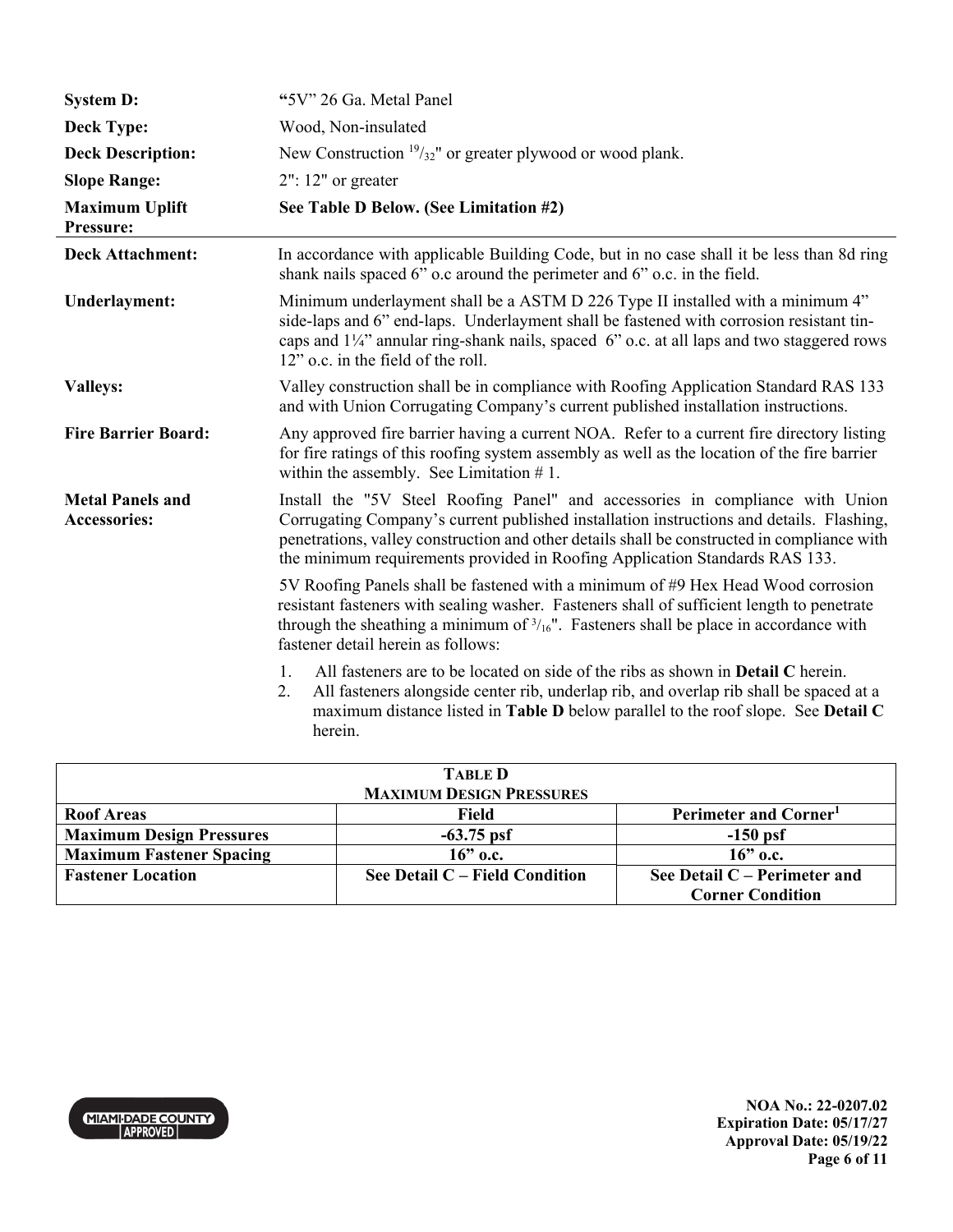**System D:** "5V" 26 Ga. Metal Panel

**Deck Type:** Wood, Non-insulated

**Deck Description:** New Construction $^{19}/_{32}$" or greater plywood or wood plank.

**Slope Range:** 2": 12" or greater

**Maximum Uplift Pressure:** **See Table D Below. (See Limitation #2)**

---

**Deck Attachment:** In accordance with applicable Building Code, but in no case shall it be less than 8d ring shank nails spaced 6" o.c around the perimeter and 6" o.c. in the field.

**Underlayment:** Minimum underlayment shall be a ASTM D 226 Type II installed with a minimum 4" side-laps and 6" end-laps. Underlayment shall be fastened with corrosion resistant tin-caps and 1¼" annular ring-shank nails, spaced 6" o.c. at all laps and two staggered rows 12" o.c. in the field of the roll.

**Valleys:** Valley construction shall be in compliance with Roofing Application Standard RAS 133 and with Union Corrugating Company's current published installation instructions.

**Fire Barrier Board:** Any approved fire barrier having a current NOA. Refer to a current fire directory listing for fire ratings of this roofing system assembly as well as the location of the fire barrier within the assembly. See Limitation # 1.

**Metal Panels and Accessories:** Install the "5V Steel Roofing Panel" and accessories in compliance with Union Corrugating Company's current published installation instructions and details. Flashing, penetrations, valley construction and other details shall be constructed in compliance with the minimum requirements provided in Roofing Application Standards RAS 133.

5V Roofing Panels shall be fastened with a minimum of #9 Hex Head Wood corrosion resistant fasteners with sealing washer. Fasteners shall of sufficient length to penetrate through the sheathing a minimum of $^{3}/_{16}$". Fasteners shall be place in accordance with fastener detail herein as follows:

1. All fasteners are to be located on side of the ribs as shown in **Detail C** herein.
2. All fasteners alongside center rib, underlap rib, and overlap rib shall be spaced at a maximum distance listed in **Table D** below parallel to the roof slope. See **Detail C** herein.

**TABLE D**
**MAXIMUM DESIGN PRESSURES**

| Roof Areas | Field | Perimeter and Corner[1] |
|---|---|---|
| **Maximum Design Pressures** | **-63.75 psf** | **-150 psf** |
| **Maximum Fastener Spacing** | **16" o.c.** | **16" o.c.** |
| **Fastener Location** | **See Detail C – Field Condition** | **See Detail C – Perimeter and Corner Condition** |

NOA No.: 22-0207.02
Expiration Date: 05/17/27
Approval Date: 05/19/22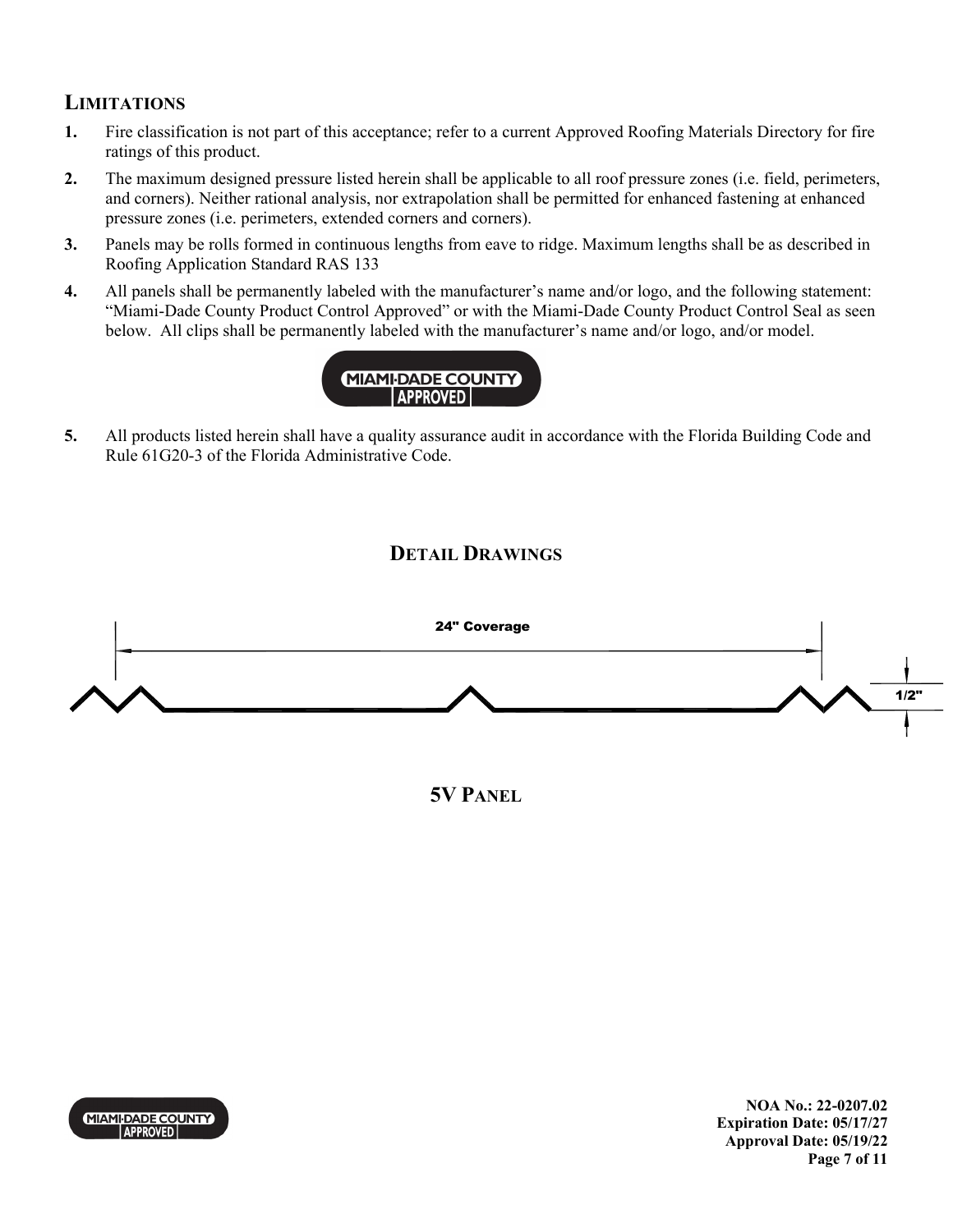## LIMITATIONS

1. Fire classification is not part of this acceptance; refer to a current Approved Roofing Materials Directory for fire ratings of this product.
2. The maximum designed pressure listed herein shall be applicable to all roof pressure zones (i.e. field, perimeters, and corners). Neither rational analysis, nor extrapolation shall be permitted for enhanced fastening at enhanced pressure zones (i.e. perimeters, extended corners and corners).
3. Panels may be rolls formed in continuous lengths from eave to ridge. Maximum lengths shall be as described in Roofing Application Standard RAS 133
4. All panels shall be permanently labeled with the manufacturer's name and/or logo, and the following statement: "Miami-Dade County Product Control Approved" or with the Miami-Dade County Product Control Seal as seen below. All clips shall be permanently labeled with the manufacturer's name and/or logo, and/or model.

MIAMI-DADE COUNTY APPROVED

5. All products listed herein shall have a quality assurance audit in accordance with the Florida Building Code and Rule 61G20-3 of the Florida Administrative Code.

## DETAIL DRAWINGS

24" Coverage

1/2"

**5V PANEL**

NOA No.: 22-0207.02
Expiration Date: 05/17/27
Approval Date: 05/19/22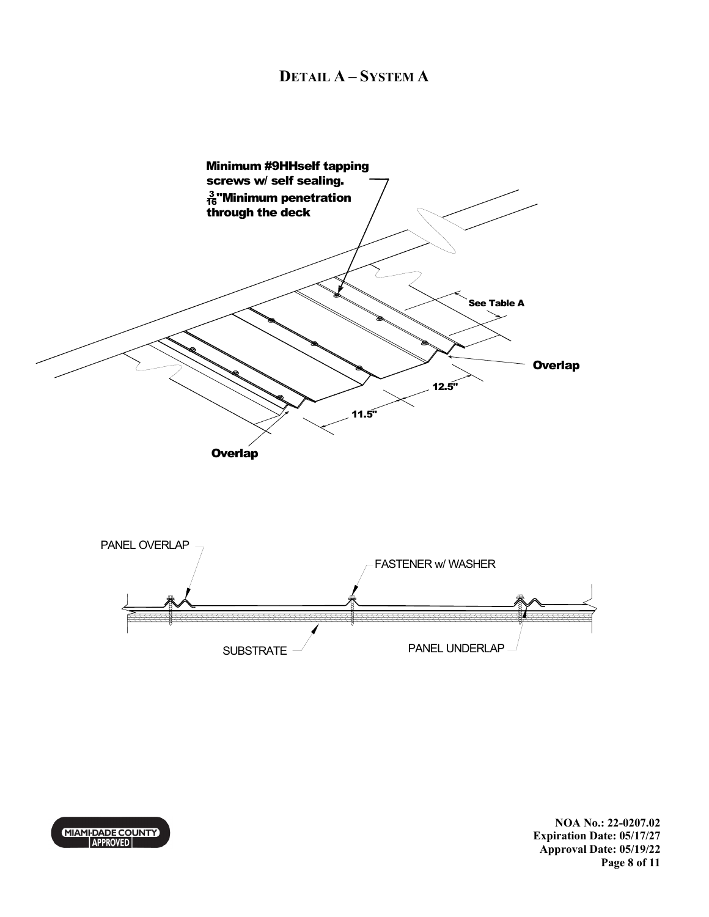# DETAIL A – SYSTEM A

Minimum #9HHself tapping screws w/ self sealing. $\frac{3}{16}$"Minimum penetration through the deck

See Table A

Overlap

12.5"

11.5"

Overlap

PANEL OVERLAP

FASTENER w/ WASHER

SUBSTRATE

PANEL UNDERLAP

NOA No.: 22-0207.02
Expiration Date: 05/17/27
Approval Date: 05/19/22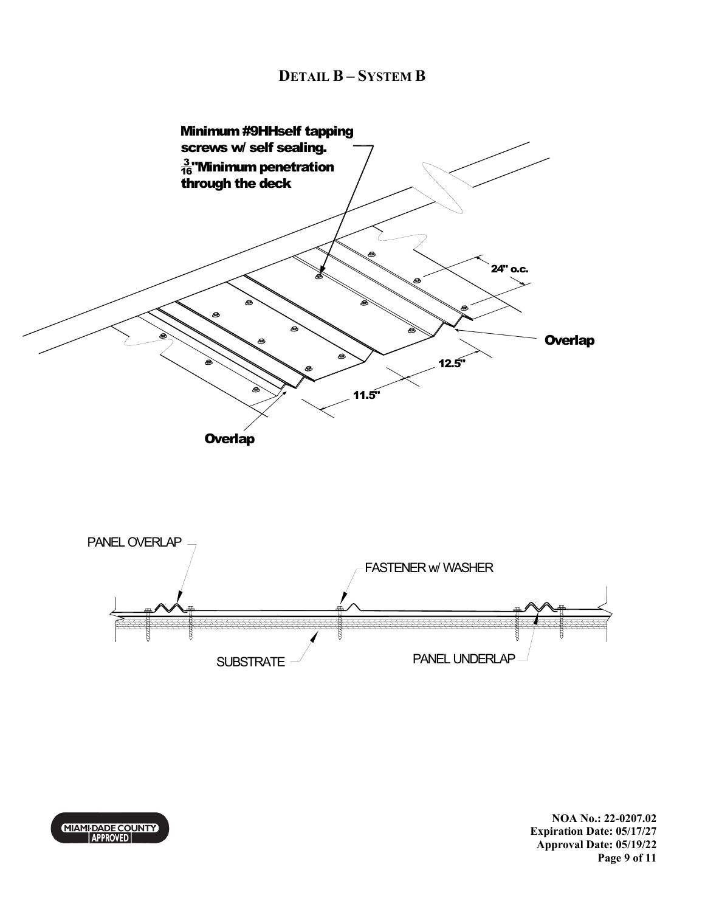# DETAIL B – SYSTEM B

Minimum #9HHself tapping screws w/ self sealing. $\frac{3}{16}$"Minimum penetration through the deck

24" o.c.

Overlap

12.5"

11.5"

Overlap

PANEL OVERLAP

FASTENER w/ WASHER

SUBSTRATE

PANEL UNDERLAP

NOA No.: 22-0207.02
Expiration Date: 05/17/27
Approval Date: 05/19/22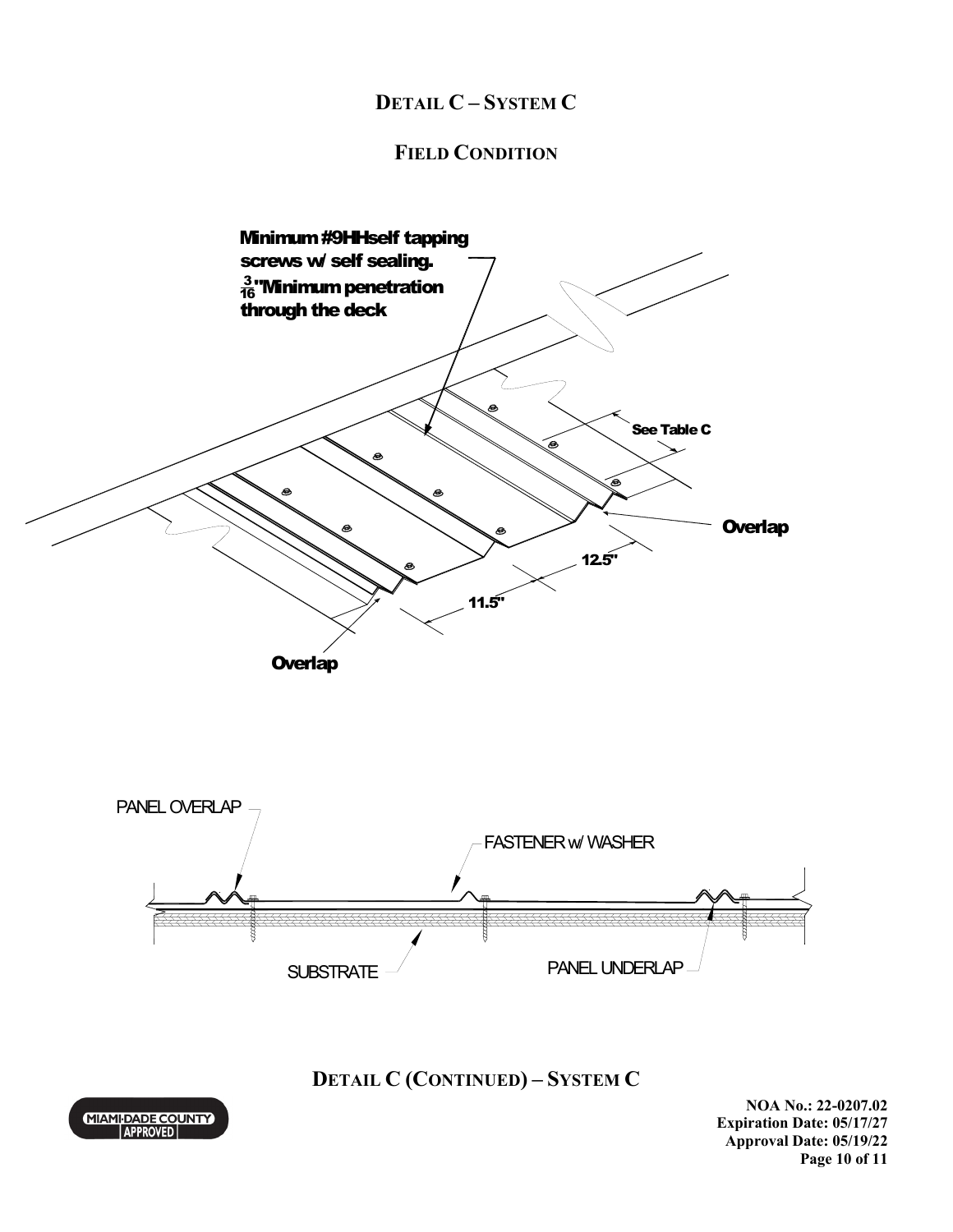**DETAIL C – SYSTEM C**

**FIELD CONDITION**

Minimum #9HH self tapping screws w/ self sealing. $\frac{3}{16}$" Minimum penetration through the deck

See Table C

Overlap

12.5"

11.5"

Overlap

PANEL OVERLAP

FASTENER w/ WASHER

SUBSTRATE

PANEL UNDERLAP

**DETAIL C (CONTINUED) – SYSTEM C**

**NOA No.: 22-0207.02**
**Expiration Date: 05/17/27**
**Approval Date: 05/19/22**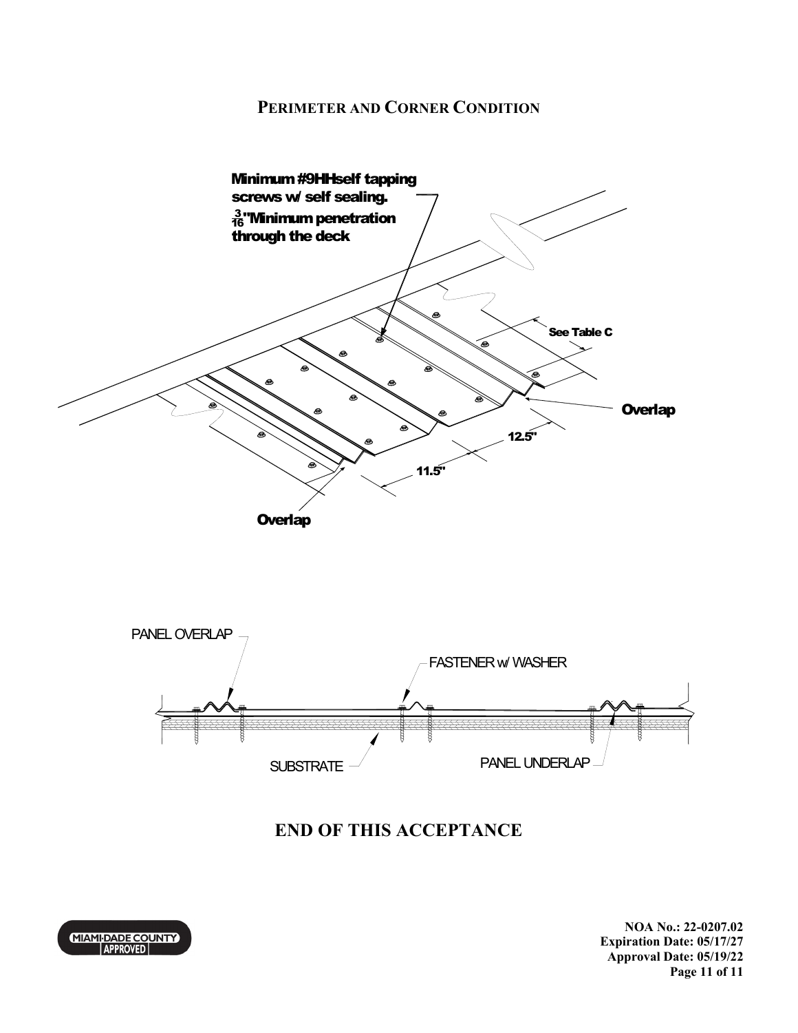## PERIMETER AND CORNER CONDITION

Minimum #9HHself tapping screws w/ self sealing. $\frac{3}{16}$"Minimum penetration through the deck

See Table C

Overlap

12.5"

11.5"

Overlap

PANEL OVERLAP

FASTENER w/ WASHER

SUBSTRATE

PANEL UNDERLAP

# END OF THIS ACCEPTANCE

NOA No.: 22-0207.02
Expiration Date: 05/17/27
Approval Date: 05/19/22